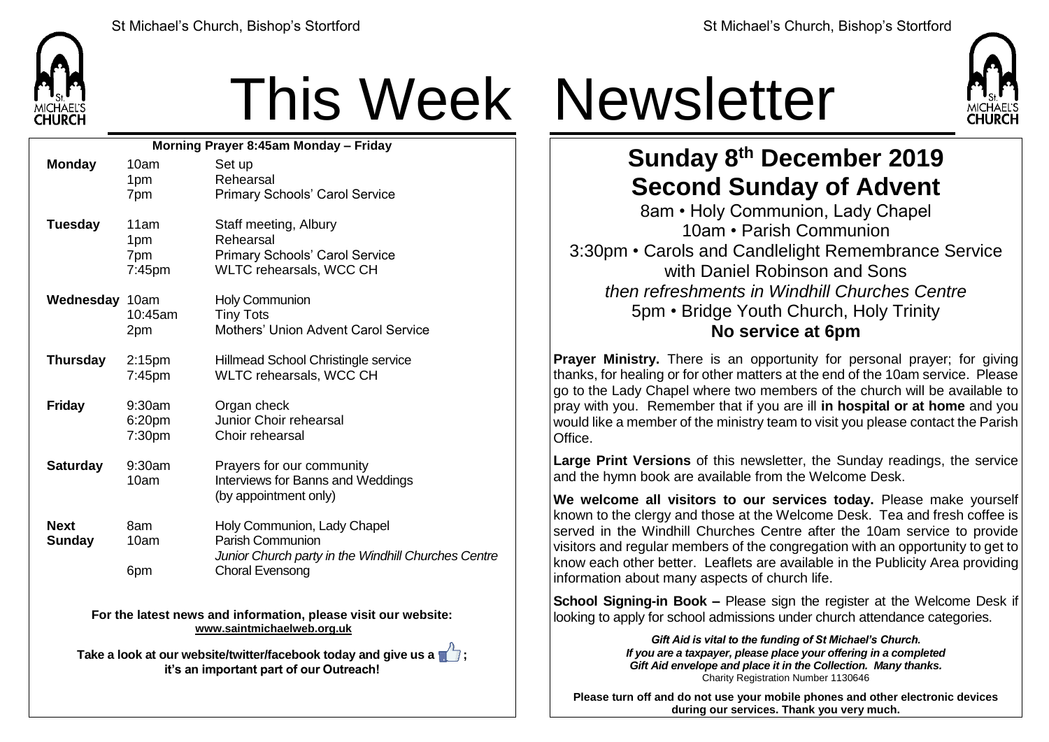# This Week Newsletter

**Morning Prayer 8:45am Monday – Friday**

| | | |
|---|---|---|
| **Monday** | 10am | Set up |
| | 1pm | Rehearsal |
| | 7pm | Primary Schools' Carol Service |
| **Tuesday** | 11am | Staff meeting, Albury |
| | 1pm | Rehearsal |
| | 7pm | Primary Schools' Carol Service |
| | 7:45pm | WLTC rehearsals, WCC CH |
| **Wednesday** | 10am | Holy Communion |
| | 10:45am | Tiny Tots |
| | 2pm | Mothers' Union Advent Carol Service |
| **Thursday** | 2:15pm | Hillmead School Christingle service |
| | 7:45pm | WLTC rehearsals, WCC CH |
| **Friday** | 9:30am | Organ check |
| | 6:20pm | Junior Choir rehearsal |
| | 7:30pm | Choir rehearsal |
| **Saturday** | 9:30am | Prayers for our community |
| | 10am | Interviews for Banns and Weddings (by appointment only) |
| **Next Sunday** | 8am | Holy Communion, Lady Chapel |
| | 10am | Parish Communion<br>*Junior Church party in the Windhill Churches Centre* |
| | 6pm | Choral Evensong |

**For the latest news and information, please visit our website:**
**www.saintmichaelweb.org.uk**

**Take a look at our website/twitter/facebook today and give us a 👍; it's an important part of our Outreach!**

## Sunday 8th December 2019
## Second Sunday of Advent

8am • Holy Communion, Lady Chapel
10am • Parish Communion
3:30pm • Carols and Candlelight Remembrance Service with Daniel Robinson and Sons
*then refreshments in Windhill Churches Centre*
5pm • Bridge Youth Church, Holy Trinity
**No service at 6pm**

**Prayer Ministry.** There is an opportunity for personal prayer; for giving thanks, for healing or for other matters at the end of the 10am service. Please go to the Lady Chapel where two members of the church will be available to pray with you. Remember that if you are ill **in hospital or at home** and you would like a member of the ministry team to visit you please contact the Parish Office.

**Large Print Versions** of this newsletter, the Sunday readings, the service and the hymn book are available from the Welcome Desk.

**We welcome all visitors to our services today.** Please make yourself known to the clergy and those at the Welcome Desk. Tea and fresh coffee is served in the Windhill Churches Centre after the 10am service to provide visitors and regular members of the congregation with an opportunity to get to know each other better. Leaflets are available in the Publicity Area providing information about many aspects of church life.

**School Signing-in Book –** Please sign the register at the Welcome Desk if looking to apply for school admissions under church attendance categories.

***Gift Aid is vital to the funding of St Michael's Church.***
***If you are a taxpayer, please place your offering in a completed Gift Aid envelope and place it in the Collection. Many thanks.***
Charity Registration Number 1130646

**Please turn off and do not use your mobile phones and other electronic devices during our services. Thank you very much.**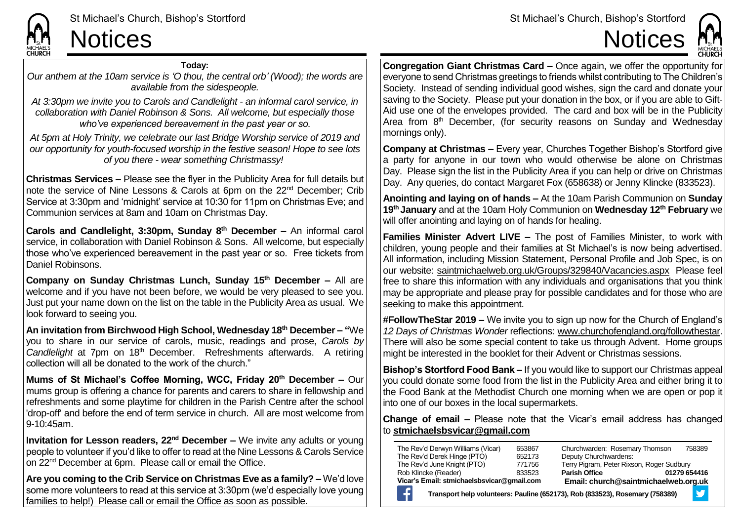# Notices

**Today:**

*Our anthem at the 10am service is 'O thou, the central orb' (Wood); the words are available from the sidespeople.*

*At 3:30pm we invite you to Carols and Candlelight - an informal carol service, in collaboration with Daniel Robinson & Sons. All welcome, but especially those who've experienced bereavement in the past year or so.*

*At 5pm at Holy Trinity, we celebrate our last Bridge Worship service of 2019 and our opportunity for youth-focused worship in the festive season! Hope to see lots of you there - wear something Christmassy!*

**Christmas Services –** Please see the flyer in the Publicity Area for full details but note the service of Nine Lessons & Carols at 6pm on the 22nd December; Crib Service at 3:30pm and 'midnight' service at 10:30 for 11pm on Christmas Eve; and Communion services at 8am and 10am on Christmas Day.

**Carols and Candlelight, 3:30pm, Sunday 8th December –** An informal carol service, in collaboration with Daniel Robinson & Sons. All welcome, but especially those who've experienced bereavement in the past year or so. Free tickets from Daniel Robinsons.

**Company on Sunday Christmas Lunch, Sunday 15th December –** All are welcome and if you have not been before, we would be very pleased to see you. Just put your name down on the list on the table in the Publicity Area as usual. We look forward to seeing you.

**An invitation from Birchwood High School, Wednesday 18th December – "**We you to share in our service of carols, music, readings and prose, *Carols by Candlelight* at 7pm on 18th December. Refreshments afterwards. A retiring collection will all be donated to the work of the church."

**Mums of St Michael's Coffee Morning, WCC, Friday 20th December –** Our mums group is offering a chance for parents and carers to share in fellowship and refreshments and some playtime for children in the Parish Centre after the school 'drop-off' and before the end of term service in church. All are most welcome from 9-10:45am.

**Invitation for Lesson readers, 22nd December –** We invite any adults or young people to volunteer if you'd like to offer to read at the Nine Lessons & Carols Service on 22nd December at 6pm. Please call or email the Office.

**Are you coming to the Crib Service on Christmas Eve as a family? –** We'd love some more volunteers to read at this service at 3:30pm (we'd especially love young families to help!) Please call or email the Office as soon as possible.

**Congregation Giant Christmas Card –** Once again, we offer the opportunity for everyone to send Christmas greetings to friends whilst contributing to The Children's Society. Instead of sending individual good wishes, sign the card and donate your saving to the Society. Please put your donation in the box, or if you are able to Gift-Aid use one of the envelopes provided. The card and box will be in the Publicity Area from 8th December, (for security reasons on Sunday and Wednesday mornings only).

**Company at Christmas –** Every year, Churches Together Bishop's Stortford give a party for anyone in our town who would otherwise be alone on Christmas Day. Please sign the list in the Publicity Area if you can help or drive on Christmas Day. Any queries, do contact Margaret Fox (658638) or Jenny Klincke (833523).

**Anointing and laying on of hands –** At the 10am Parish Communion on **Sunday 19th January** and at the 10am Holy Communion on **Wednesday 12th February** we will offer anointing and laying on of hands for healing.

**Families Minister Advert LIVE –** The post of Families Minister, to work with children, young people and their families at St Michael's is now being advertised. All information, including Mission Statement, Personal Profile and Job Spec, is on our website: saintmichaelweb.org.uk/Groups/329840/Vacancies.aspx Please feel free to share this information with any individuals and organisations that you think may be appropriate and please pray for possible candidates and for those who are seeking to make this appointment.

**#FollowTheStar 2019 –** We invite you to sign up now for the Church of England's *12 Days of Christmas Wonder* reflections: www.churchofengland.org/followthestar. There will also be some special content to take us through Advent. Home groups might be interested in the booklet for their Advent or Christmas sessions.

**Bishop's Stortford Food Bank –** If you would like to support our Christmas appeal you could donate some food from the list in the Publicity Area and either bring it to the Food Bank at the Methodist Church one morning when we are open or pop it into one of our boxes in the local supermarkets.

**Change of email –** Please note that the Vicar's email address has changed to **stmichaelsbsvicar@gmail.com**

| | | | |
|---|---|---|---|
| The Rev'd Derwyn Williams (Vicar) | 653867 | Churchwarden: Rosemary Thomson | 758389 |
| The Rev'd Derek Hinge (PTO) | 652173 | Deputy Churchwardens: | |
| The Rev'd June Knight (PTO) | 771756 | Terry Pigram, Peter Rixson, Roger Sudbury | |
| Rob Klincke (Reader) | 833523 | **Parish Office** | **01279 654416** |
| **Vicar's Email: stmichaelsbsvicar@gmail.com** | | **Email: church@saintmichaelweb.org.uk** | |

**Transport help volunteers: Pauline (652173), Rob (833523), Rosemary (758389)**